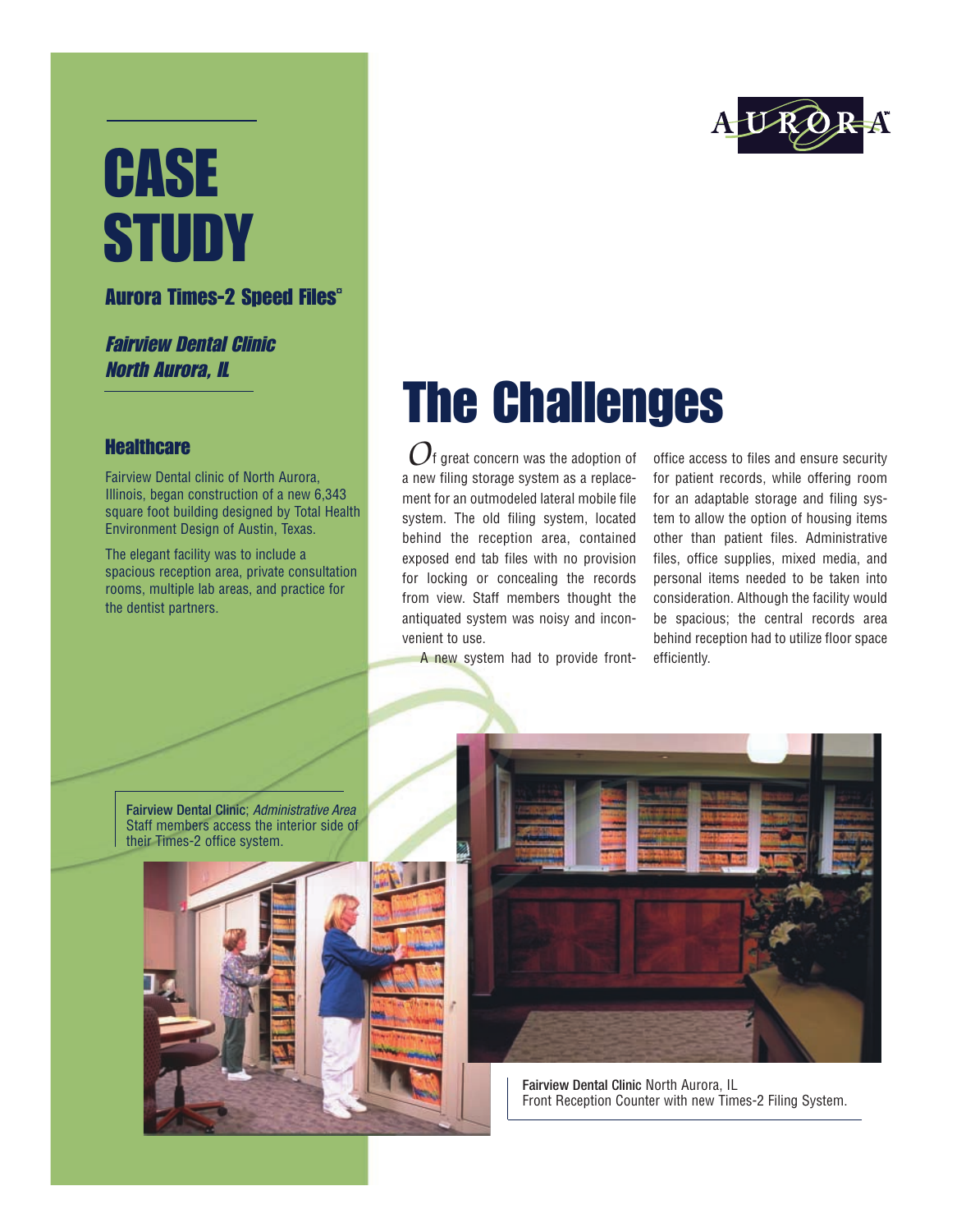# CASE STUDY

**Aurora Times-2 Speed Files©**

***Fairview Dental Clinic***
***North Aurora, IL***

### Healthcare

Fairview Dental clinic of North Aurora, Illinois, began construction of a new 6,343 square foot building designed by Total Health Environment Design of Austin, Texas.

The elegant facility was to include a spacious reception area, private consultation rooms, multiple lab areas, and practice for the dentist partners.

## The Challenges

Of great concern was the adoption of a new filing storage system as a replacement for an outmodeled lateral mobile file system. The old filing system, located behind the reception area, contained exposed end tab files with no provision for locking or concealing the records from view. Staff members thought the antiquated system was noisy and inconvenient to use.

A new system had to provide front-office access to files and ensure security for patient records, while offering room for an adaptable storage and filing system to allow the option of housing items other than patient files. Administrative files, office supplies, mixed media, and personal items needed to be taken into consideration. Although the facility would be spacious; the central records area behind reception had to utilize floor space efficiently.

**Fairview Dental Clinic**; *Administrative Area*
Staff members access the interior side of their Times-2 office system.

**Fairview Dental Clinic** North Aurora, IL
Front Reception Counter with new Times-2 Filing System.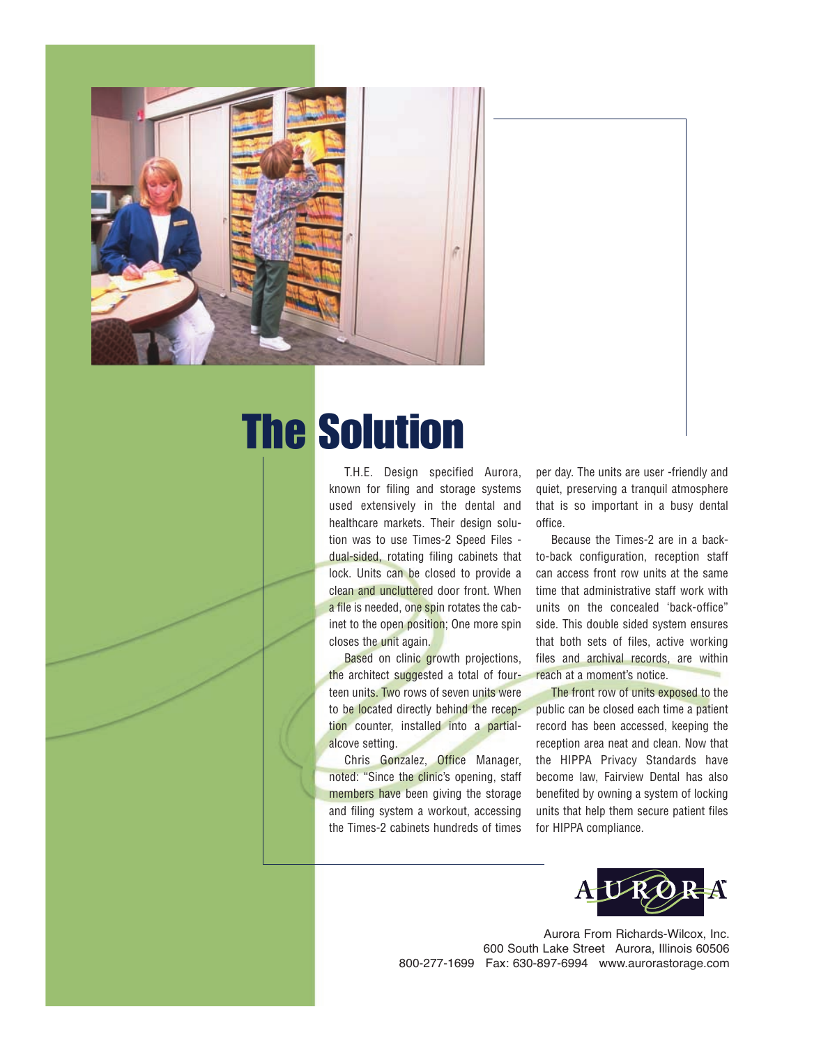# The Solution

T.H.E. Design specified Aurora, known for filing and storage systems used extensively in the dental and healthcare markets. Their design solution was to use Times-2 Speed Files - dual-sided, rotating filing cabinets that lock. Units can be closed to provide a clean and uncluttered door front. When a file is needed, one spin rotates the cabinet to the open position; One more spin closes the unit again.

Based on clinic growth projections, the architect suggested a total of fourteen units. Two rows of seven units were to be located directly behind the reception counter, installed into a partial-alcove setting.

Chris Gonzalez, Office Manager, noted: "Since the clinic's opening, staff members have been giving the storage and filing system a workout, accessing the Times-2 cabinets hundreds of times per day. The units are user -friendly and quiet, preserving a tranquil atmosphere that is so important in a busy dental office.

Because the Times-2 are in a back-to-back configuration, reception staff can access front row units at the same time that administrative staff work with units on the concealed 'back-office" side. This double sided system ensures that both sets of files, active working files and archival records, are within reach at a moment's notice.

The front row of units exposed to the public can be closed each time a patient record has been accessed, keeping the reception area neat and clean. Now that the HIPPA Privacy Standards have become law, Fairview Dental has also benefited by owning a system of locking units that help them secure patient files for HIPPA compliance.

AURORA™

Aurora From Richards-Wilcox, Inc.
600 South Lake Street Aurora, Illinois 60506
800-277-1699 Fax: 630-897-6994 www.aurorastorage.com